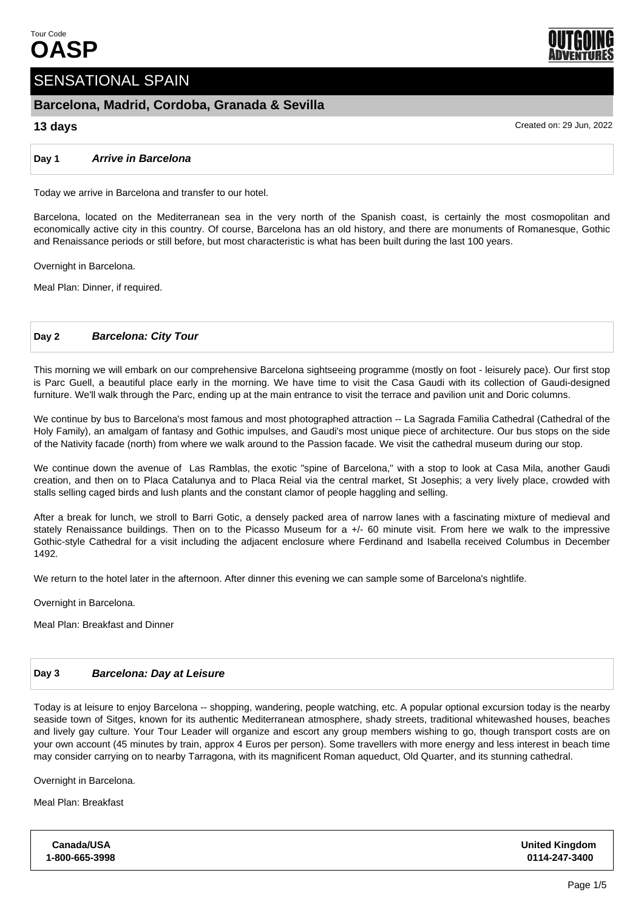Tour Code
# OASP

OUTGOING ADVENTURES

## SENSATIONAL SPAIN

### Barcelona, Madrid, Cordoba, Granada & Sevilla

**13 days**

Created on: 29 Jun, 2022

### Day 1 *Arrive in Barcelona*

Today we arrive in Barcelona and transfer to our hotel.

Barcelona, located on the Mediterranean sea in the very north of the Spanish coast, is certainly the most cosmopolitan and economically active city in this country. Of course, Barcelona has an old history, and there are monuments of Romanesque, Gothic and Renaissance periods or still before, but most characteristic is what has been built during the last 100 years.

Overnight in Barcelona.

Meal Plan: Dinner, if required.

### Day 2 *Barcelona: City Tour*

This morning we will embark on our comprehensive Barcelona sightseeing programme (mostly on foot - leisurely pace). Our first stop is Parc Guell, a beautiful place early in the morning. We have time to visit the Casa Gaudi with its collection of Gaudi-designed furniture. We'll walk through the Parc, ending up at the main entrance to visit the terrace and pavilion unit and Doric columns.

We continue by bus to Barcelona's most famous and most photographed attraction -- La Sagrada Familia Cathedral (Cathedral of the Holy Family), an amalgam of fantasy and Gothic impulses, and Gaudi's most unique piece of architecture. Our bus stops on the side of the Nativity facade (north) from where we walk around to the Passion facade. We visit the cathedral museum during our stop.

We continue down the avenue of Las Ramblas, the exotic "spine of Barcelona," with a stop to look at Casa Mila, another Gaudi creation, and then on to Placa Catalunya and to Placa Reial via the central market, St Josephis; a very lively place, crowded with stalls selling caged birds and lush plants and the constant clamor of people haggling and selling.

After a break for lunch, we stroll to Barri Gotic, a densely packed area of narrow lanes with a fascinating mixture of medieval and stately Renaissance buildings. Then on to the Picasso Museum for a +/- 60 minute visit. From here we walk to the impressive Gothic-style Cathedral for a visit including the adjacent enclosure where Ferdinand and Isabella received Columbus in December 1492.

We return to the hotel later in the afternoon. After dinner this evening we can sample some of Barcelona's nightlife.

Overnight in Barcelona.

Meal Plan: Breakfast and Dinner

### Day 3 *Barcelona: Day at Leisure*

Today is at leisure to enjoy Barcelona -- shopping, wandering, people watching, etc. A popular optional excursion today is the nearby seaside town of Sitges, known for its authentic Mediterranean atmosphere, shady streets, traditional whitewashed houses, beaches and lively gay culture. Your Tour Leader will organize and escort any group members wishing to go, though transport costs are on your own account (45 minutes by train, approx 4 Euros per person). Some travellers with more energy and less interest in beach time may consider carrying on to nearby Tarragona, with its magnificent Roman aqueduct, Old Quarter, and its stunning cathedral.

Overnight in Barcelona.

Meal Plan: Breakfast

| Canada/USA | United Kingdom |
|---|---|
| 1-800-665-3998 | 0114-247-3400 |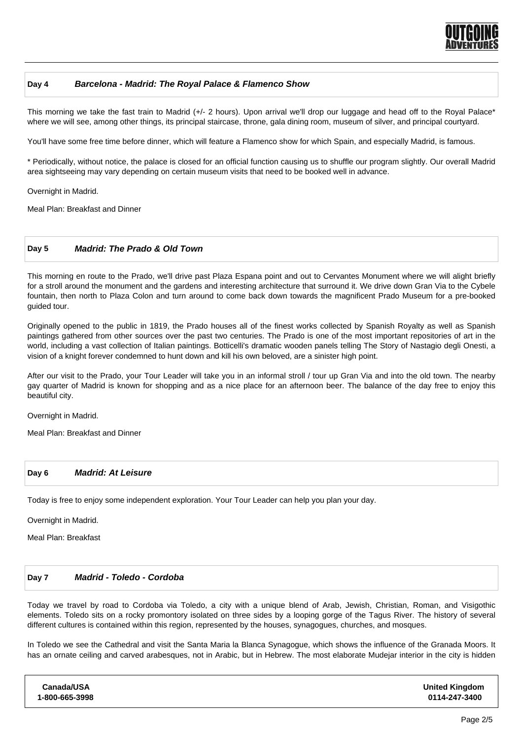## Day 4 *Barcelona - Madrid: The Royal Palace & Flamenco Show*

This morning we take the fast train to Madrid (+/- 2 hours). Upon arrival we'll drop our luggage and head off to the Royal Palace* where we will see, among other things, its principal staircase, throne, gala dining room, museum of silver, and principal courtyard.

You'll have some free time before dinner, which will feature a Flamenco show for which Spain, and especially Madrid, is famous.

* Periodically, without notice, the palace is closed for an official function causing us to shuffle our program slightly. Our overall Madrid area sightseeing may vary depending on certain museum visits that need to be booked well in advance.

Overnight in Madrid.

Meal Plan: Breakfast and Dinner

## Day 5 *Madrid: The Prado & Old Town*

This morning en route to the Prado, we'll drive past Plaza Espana point and out to Cervantes Monument where we will alight briefly for a stroll around the monument and the gardens and interesting architecture that surround it. We drive down Gran Via to the Cybele fountain, then north to Plaza Colon and turn around to come back down towards the magnificent Prado Museum for a pre-booked guided tour.

Originally opened to the public in 1819, the Prado houses all of the finest works collected by Spanish Royalty as well as Spanish paintings gathered from other sources over the past two centuries. The Prado is one of the most important repositories of art in the world, including a vast collection of Italian paintings. Botticelli's dramatic wooden panels telling The Story of Nastagio degli Onesti, a vision of a knight forever condemned to hunt down and kill his own beloved, are a sinister high point.

After our visit to the Prado, your Tour Leader will take you in an informal stroll / tour up Gran Via and into the old town. The nearby gay quarter of Madrid is known for shopping and as a nice place for an afternoon beer. The balance of the day free to enjoy this beautiful city.

Overnight in Madrid.

Meal Plan: Breakfast and Dinner

## Day 6 *Madrid: At Leisure*

Today is free to enjoy some independent exploration. Your Tour Leader can help you plan your day.

Overnight in Madrid.

Meal Plan: Breakfast

## Day 7 *Madrid - Toledo - Cordoba*

Today we travel by road to Cordoba via Toledo, a city with a unique blend of Arab, Jewish, Christian, Roman, and Visigothic elements. Toledo sits on a rocky promontory isolated on three sides by a looping gorge of the Tagus River. The history of several different cultures is contained within this region, represented by the houses, synagogues, churches, and mosques.

In Toledo we see the Cathedral and visit the Santa Maria la Blanca Synagogue, which shows the influence of the Granada Moors. It has an ornate ceiling and carved arabesques, not in Arabic, but in Hebrew. The most elaborate Mudejar interior in the city is hidden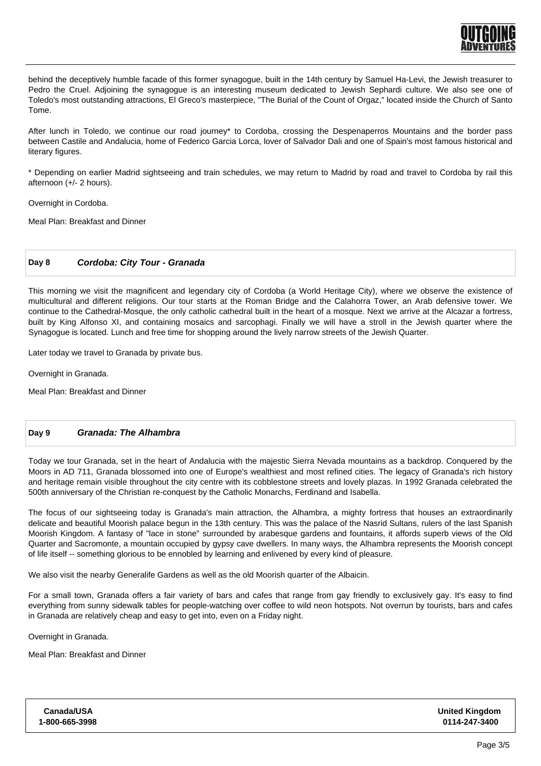behind the deceptively humble facade of this former synagogue, built in the 14th century by Samuel Ha-Levi, the Jewish treasurer to Pedro the Cruel. Adjoining the synagogue is an interesting museum dedicated to Jewish Sephardi culture. We also see one of Toledo's most outstanding attractions, El Greco's masterpiece, "The Burial of the Count of Orgaz," located inside the Church of Santo Tome.

After lunch in Toledo, we continue our road journey* to Cordoba, crossing the Despenaperros Mountains and the border pass between Castile and Andalucia, home of Federico Garcia Lorca, lover of Salvador Dali and one of Spain's most famous historical and literary figures.

* Depending on earlier Madrid sightseeing and train schedules, we may return to Madrid by road and travel to Cordoba by rail this afternoon (+/- 2 hours).

Overnight in Cordoba.

Meal Plan: Breakfast and Dinner

## Day 8 *Cordoba: City Tour - Granada*

This morning we visit the magnificent and legendary city of Cordoba (a World Heritage City), where we observe the existence of multicultural and different religions. Our tour starts at the Roman Bridge and the Calahorra Tower, an Arab defensive tower. We continue to the Cathedral-Mosque, the only catholic cathedral built in the heart of a mosque. Next we arrive at the Alcazar a fortress, built by King Alfonso XI, and containing mosaics and sarcophagi. Finally we will have a stroll in the Jewish quarter where the Synagogue is located. Lunch and free time for shopping around the lively narrow streets of the Jewish Quarter.

Later today we travel to Granada by private bus.

Overnight in Granada.

Meal Plan: Breakfast and Dinner

## Day 9 *Granada: The Alhambra*

Today we tour Granada, set in the heart of Andalucia with the majestic Sierra Nevada mountains as a backdrop. Conquered by the Moors in AD 711, Granada blossomed into one of Europe's wealthiest and most refined cities. The legacy of Granada's rich history and heritage remain visible throughout the city centre with its cobblestone streets and lovely plazas. In 1992 Granada celebrated the 500th anniversary of the Christian re-conquest by the Catholic Monarchs, Ferdinand and Isabella.

The focus of our sightseeing today is Granada's main attraction, the Alhambra, a mighty fortress that houses an extraordinarily delicate and beautiful Moorish palace begun in the 13th century. This was the palace of the Nasrid Sultans, rulers of the last Spanish Moorish Kingdom. A fantasy of "lace in stone" surrounded by arabesque gardens and fountains, it affords superb views of the Old Quarter and Sacromonte, a mountain occupied by gypsy cave dwellers. In many ways, the Alhambra represents the Moorish concept of life itself -- something glorious to be ennobled by learning and enlivened by every kind of pleasure.

We also visit the nearby Generalife Gardens as well as the old Moorish quarter of the Albaicin.

For a small town, Granada offers a fair variety of bars and cafes that range from gay friendly to exclusively gay. It's easy to find everything from sunny sidewalk tables for people-watching over coffee to wild neon hotspots. Not overrun by tourists, bars and cafes in Granada are relatively cheap and easy to get into, even on a Friday night.

Overnight in Granada.

Meal Plan: Breakfast and Dinner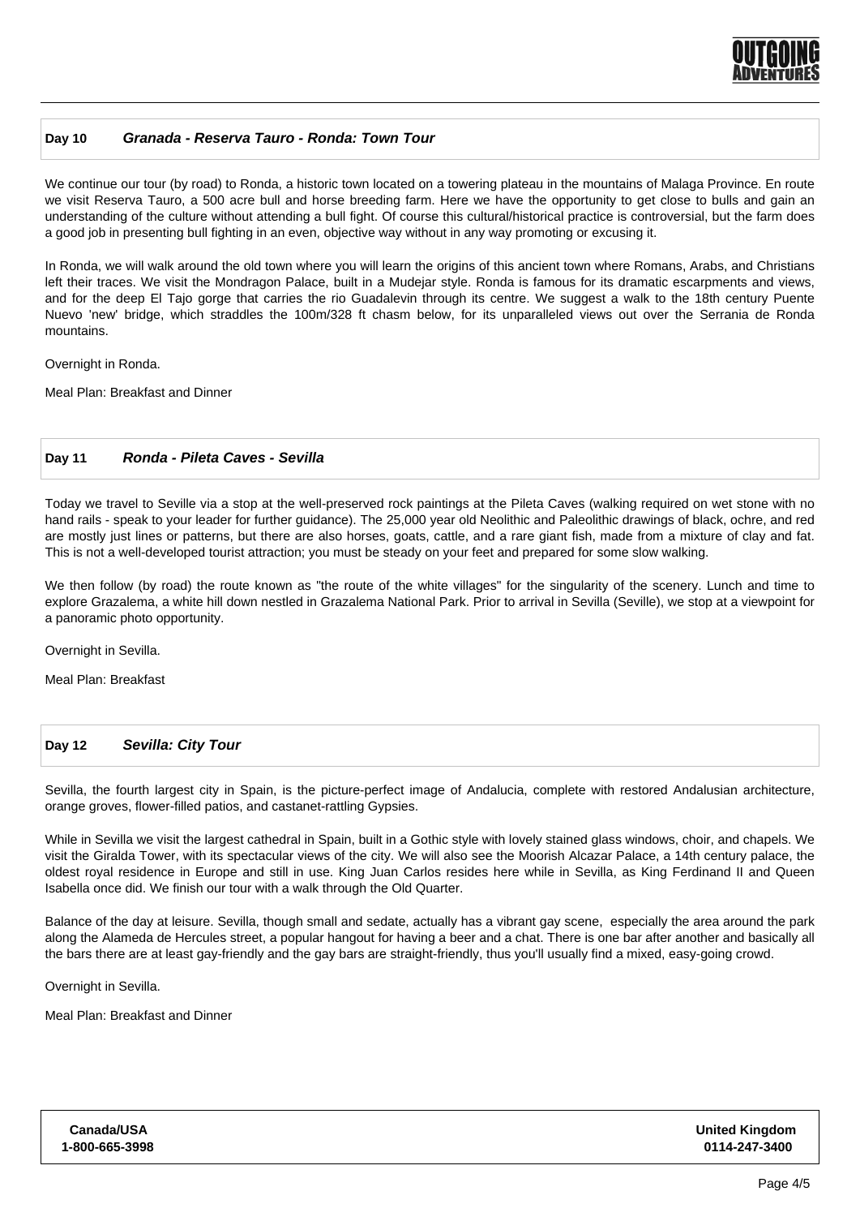## Day 10 *Granada - Reserva Tauro - Ronda: Town Tour*

We continue our tour (by road) to Ronda, a historic town located on a towering plateau in the mountains of Malaga Province. En route we visit Reserva Tauro, a 500 acre bull and horse breeding farm. Here we have the opportunity to get close to bulls and gain an understanding of the culture without attending a bull fight. Of course this cultural/historical practice is controversial, but the farm does a good job in presenting bull fighting in an even, objective way without in any way promoting or excusing it.

In Ronda, we will walk around the old town where you will learn the origins of this ancient town where Romans, Arabs, and Christians left their traces. We visit the Mondragon Palace, built in a Mudejar style. Ronda is famous for its dramatic escarpments and views, and for the deep El Tajo gorge that carries the rio Guadalevin through its centre. We suggest a walk to the 18th century Puente Nuevo 'new' bridge, which straddles the 100m/328 ft chasm below, for its unparalleled views out over the Serrania de Ronda mountains.

Overnight in Ronda.

Meal Plan: Breakfast and Dinner

## Day 11 *Ronda - Pileta Caves - Sevilla*

Today we travel to Seville via a stop at the well-preserved rock paintings at the Pileta Caves (walking required on wet stone with no hand rails - speak to your leader for further guidance). The 25,000 year old Neolithic and Paleolithic drawings of black, ochre, and red are mostly just lines or patterns, but there are also horses, goats, cattle, and a rare giant fish, made from a mixture of clay and fat. This is not a well-developed tourist attraction; you must be steady on your feet and prepared for some slow walking.

We then follow (by road) the route known as "the route of the white villages" for the singularity of the scenery. Lunch and time to explore Grazalema, a white hill down nestled in Grazalema National Park. Prior to arrival in Sevilla (Seville), we stop at a viewpoint for a panoramic photo opportunity.

Overnight in Sevilla.

Meal Plan: Breakfast

## Day 12 *Sevilla: City Tour*

Sevilla, the fourth largest city in Spain, is the picture-perfect image of Andalucia, complete with restored Andalusian architecture, orange groves, flower-filled patios, and castanet-rattling Gypsies.

While in Sevilla we visit the largest cathedral in Spain, built in a Gothic style with lovely stained glass windows, choir, and chapels. We visit the Giralda Tower, with its spectacular views of the city. We will also see the Moorish Alcazar Palace, a 14th century palace, the oldest royal residence in Europe and still in use. King Juan Carlos resides here while in Sevilla, as King Ferdinand II and Queen Isabella once did. We finish our tour with a walk through the Old Quarter.

Balance of the day at leisure. Sevilla, though small and sedate, actually has a vibrant gay scene, especially the area around the park along the Alameda de Hercules street, a popular hangout for having a beer and a chat. There is one bar after another and basically all the bars there are at least gay-friendly and the gay bars are straight-friendly, thus you'll usually find a mixed, easy-going crowd.

Overnight in Sevilla.

Meal Plan: Breakfast and Dinner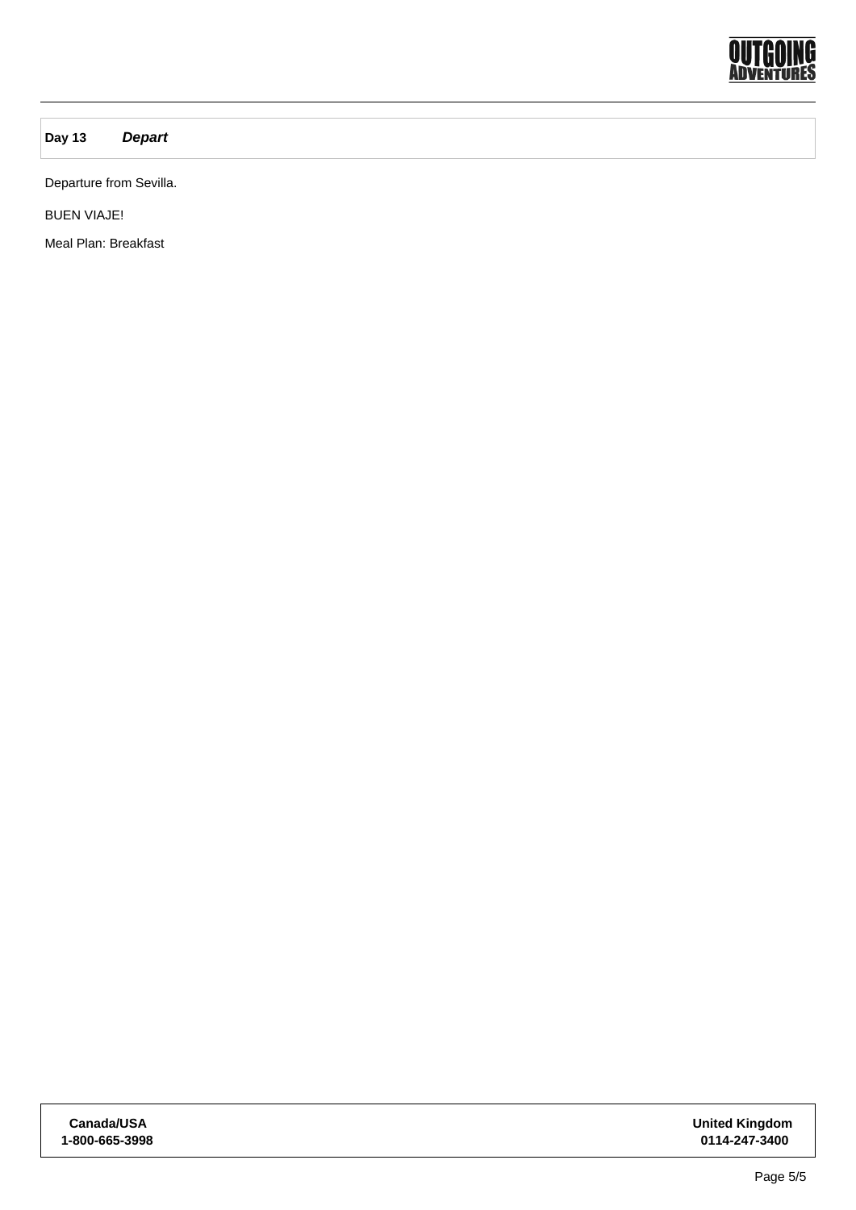**Day 13** ***Depart***

Departure from Sevilla.

BUEN VIAJE!

Meal Plan: Breakfast

| Canada/USA | United Kingdom |
|---|---|
| 1-800-665-3998 | 0114-247-3400 |